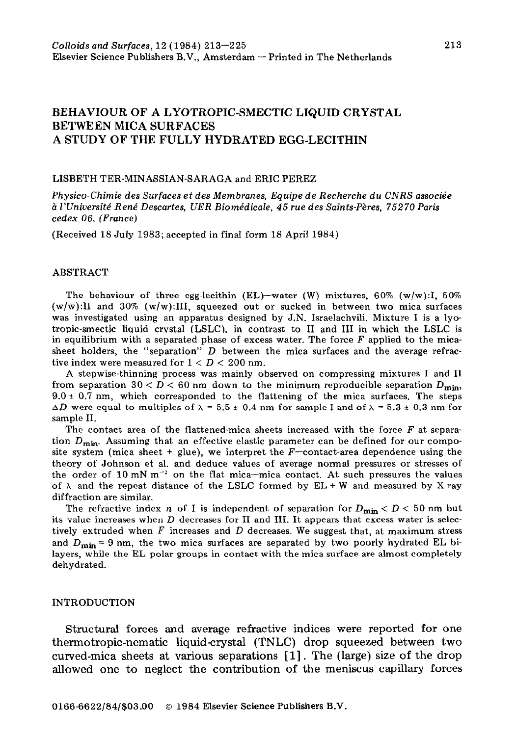# BEHAVIOUR OF A LYOTROPIC-SMECTIC LIQUID CRYSTAL BETWEEN MICA SURFACES A STUDY OF THE FULLY HYDRATED EGG-LECITHIN

LISBETH TER-MINASSIAN-SARAGA and ERIC PEREZ

*Physico-Chimie des Surfaces et des Membranes, Equipe de Recherche du CNRS associée à l'Université René Descartes, UER Biomédicale, 45 rue des Saints-Pères, 75270 Paris cedex 06, (France)*

(Received 18 July 1983; accepted in final form 18 April 1984)

## ABSTRACT

The behaviour of three egg-lecithin (EL)—water (W) mixtures, 60% (w/w):I, 50% (w/w):II and 30% (w/w):III, squeezed out or sucked in between two mica surfaces was investigated using an apparatus designed by J.N. Israelachvili. Mixture I is a lyotropic-smectic liquid crystal (LSLC), in contrast to II and III in which the LSLC is in equilibrium with a separated phase of excess water. The force $F$ applied to the mica-sheet holders, the "separation" $D$ between the mica surfaces and the average refractive index were measured for $1 < D < 200$ nm.

A stepwise-thinning process was mainly observed on compressing mixtures I and II from separation $30 < D < 60$ nm down to the minimum reproducible separation $D_{min}$, $9.0 \pm 0.7$ nm, which corresponded to the flattening of the mica surfaces. The steps $\Delta D$ were equal to multiples of $\lambda = 5.5 \pm 0.4$ nm for sample I and of $\lambda = 5.3 \pm 0.3$ nm for sample II.

The contact area of the flattened-mica sheets increased with the force $F$ at separation $D_{min}$. Assuming that an effective elastic parameter can be defined for our composite system (mica sheet + glue), we interpret the $F$—contact-area dependence using the theory of Johnson et al. and deduce values of average normal pressures or stresses of the order of 10 mN m$^{-2}$ on the flat mica—mica contact. At such pressures the values of $\lambda$ and the repeat distance of the LSLC formed by EL + W and measured by X-ray diffraction are similar.

The refractive index $n$ of I is independent of separation for $D_{min} < D < 50$ nm but its value increases when $D$ decreases for II and III. It appears that excess water is selectively extruded when $F$ increases and $D$ decreases. We suggest that, at maximum stress and $D_{min} = 9$ nm, the two mica surfaces are separated by two poorly hydrated EL bilayers, while the EL polar groups in contact with the mica surface are almost completely dehydrated.

## INTRODUCTION

Structural forces and average refractive indices were reported for one thermotropic-nematic liquid-crystal (TNLC) drop squeezed between two curved-mica sheets at various separations [1]. The (large) size of the drop allowed one to neglect the contribution of the meniscus capillary forces

0166-6622/84/$03.00 © 1984 Elsevier Science Publishers B.V.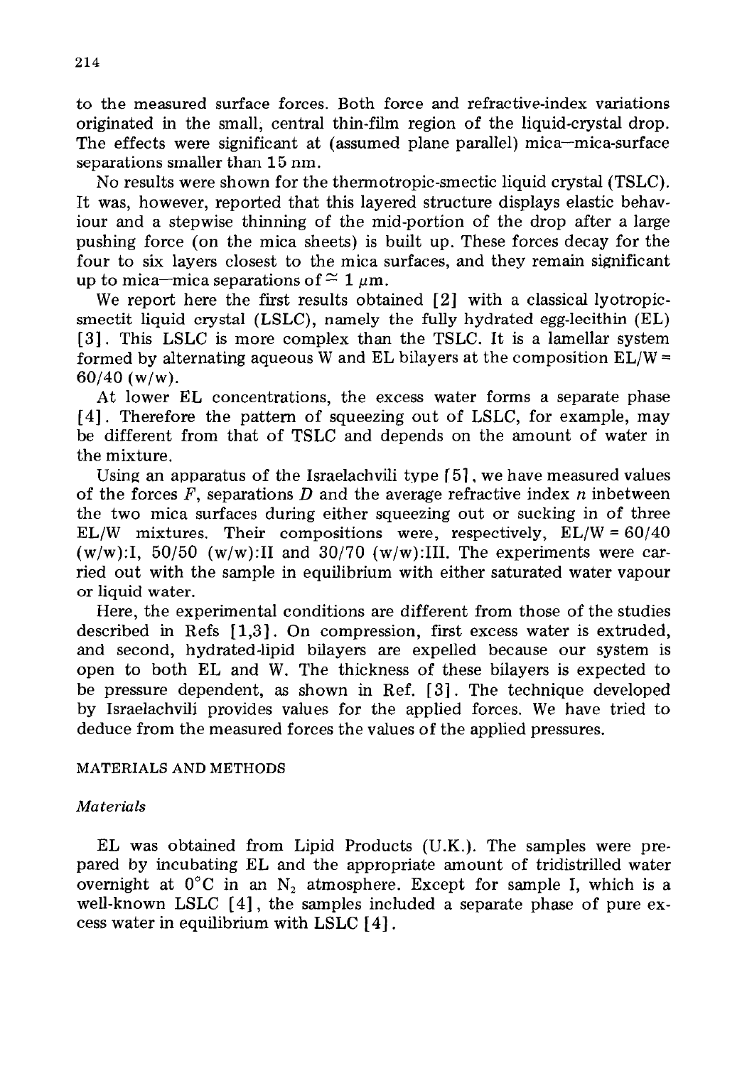to the measured surface forces. Both force and refractive-index variations originated in the small, central thin-film region of the liquid-crystal drop. The effects were significant at (assumed plane parallel) mica—mica-surface separations smaller than 15 nm.

No results were shown for the thermotropic-smectic liquid crystal (TSLC). It was, however, reported that this layered structure displays elastic behaviour and a stepwise thinning of the mid-portion of the drop after a large pushing force (on the mica sheets) is built up. These forces decay for the four to six layers closest to the mica surfaces, and they remain significant up to mica—mica separations of $\simeq 1\ \mu$m.

We report here the first results obtained [2] with a classical lyotropic-smectit liquid crystal (LSLC), namely the fully hydrated egg-lecithin (EL) [3]. This LSLC is more complex than the TSLC. It is a lamellar system formed by alternating aqueous W and EL bilayers at the composition EL/W = 60/40 (w/w).

At lower EL concentrations, the excess water forms a separate phase [4]. Therefore the pattern of squeezing out of LSLC, for example, may be different from that of TSLC and depends on the amount of water in the mixture.

Using an apparatus of the Israelachvili type [5], we have measured values of the forces $F$, separations $D$ and the average refractive index $n$ inbetween the two mica surfaces during either squeezing out or sucking in of three EL/W mixtures. Their compositions were, respectively, EL/W = 60/40 (w/w):I, 50/50 (w/w):II and 30/70 (w/w):III. The experiments were carried out with the sample in equilibrium with either saturated water vapour or liquid water.

Here, the experimental conditions are different from those of the studies described in Refs [1,3]. On compression, first excess water is extruded, and second, hydrated-lipid bilayers are expelled because our system is open to both EL and W. The thickness of these bilayers is expected to be pressure dependent, as shown in Ref. [3]. The technique developed by Israelachvili provides values for the applied forces. We have tried to deduce from the measured forces the values of the applied pressures.

## MATERIALS AND METHODS

### *Materials*

EL was obtained from Lipid Products (U.K.). The samples were prepared by incubating EL and the appropriate amount of tridistrilled water overnight at 0°C in an $N_2$ atmosphere. Except for sample I, which is a well-known LSLC [4], the samples included a separate phase of pure excess water in equilibrium with LSLC [4].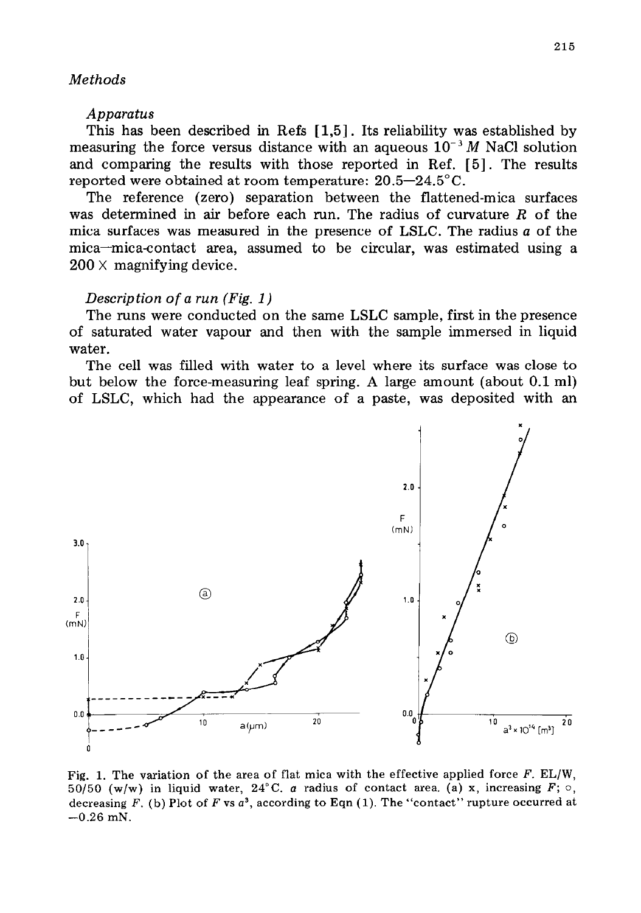## Methods

### Apparatus

This has been described in Refs [1,5]. Its reliability was established by measuring the force versus distance with an aqueous $10^{-3}$ $M$ NaCl solution and comparing the results with those reported in Ref. [5]. The results reported were obtained at room temperature: 20.5—24.5°C.

The reference (zero) separation between the flattened-mica surfaces was determined in air before each run. The radius of curvature $R$ of the mica surfaces was measured in the presence of LSLC. The radius $a$ of the mica—mica-contact area, assumed to be circular, was estimated using a 200 × magnifying device.

### Description of a run (Fig. 1)

The runs were conducted on the same LSLC sample, first in the presence of saturated water vapour and then with the sample immersed in liquid water.

The cell was filled with water to a level where its surface was close to but below the force-measuring leaf spring. A large amount (about 0.1 ml) of LSLC, which had the appearance of a paste, was deposited with an

Fig. 1. The variation of the area of flat mica with the effective applied force $F$. EL/W, 50/50 (w/w) in liquid water, 24°C. $a$ radius of contact area. (a) x, increasing $F$; ○, decreasing $F$. (b) Plot of $F$ vs $a^3$, according to Eqn (1). The "contact" rupture occurred at −0.26 mN.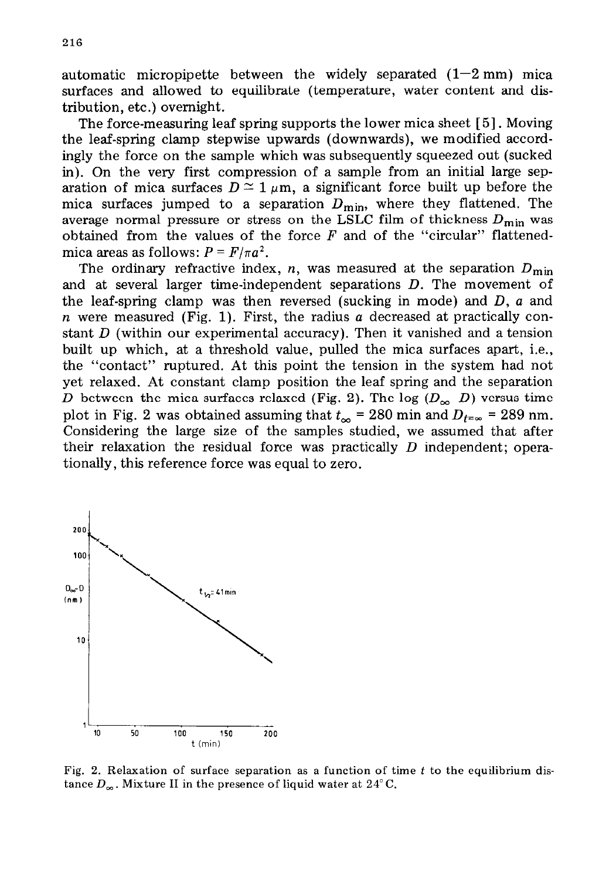automatic micropipette between the widely separated (1–2 mm) mica surfaces and allowed to equilibrate (temperature, water content and distribution, etc.) overnight.

The force-measuring leaf spring supports the lower mica sheet [5]. Moving the leaf-spring clamp stepwise upwards (downwards), we modified accordingly the force on the sample which was subsequently squeezed out (sucked in). On the very first compression of a sample from an initial large separation of mica surfaces $D \simeq 1$ μm, a significant force built up before the mica surfaces jumped to a separation $D_{min}$, where they flattened. The average normal pressure or stress on the LSLC film of thickness $D_{min}$ was obtained from the values of the force $F$ and of the "circular" flattened-mica areas as follows: $P = F/\pi a^2$.

The ordinary refractive index, $n$, was measured at the separation $D_{min}$ and at several larger time-independent separations $D$. The movement of the leaf-spring clamp was then reversed (sucking in mode) and $D$, $a$ and $n$ were measured (Fig. 1). First, the radius $a$ decreased at practically constant $D$ (within our experimental accuracy). Then it vanished and a tension built up which, at a threshold value, pulled the mica surfaces apart, i.e., the "contact" ruptured. At this point the tension in the system had not yet relaxed. At constant clamp position the leaf spring and the separation $D$ between the mica surfaces relaxed (Fig. 2). The log ($D_\infty$ $D$) versus time plot in Fig. 2 was obtained assuming that $t_\infty = 280$ min and $D_{t=\infty} = 289$ nm. Considering the large size of the samples studied, we assumed that after their relaxation the residual force was practically $D$ independent; operationally, this reference force was equal to zero.

200
100
$D_\infty$–D (nm)
10
1
$t_{1/2}$= 41 min
10 50 100 150 200
t (min)

Fig. 2. Relaxation of surface separation as a function of time $t$ to the equilibrium distance $D_\infty$. Mixture II in the presence of liquid water at 24°C.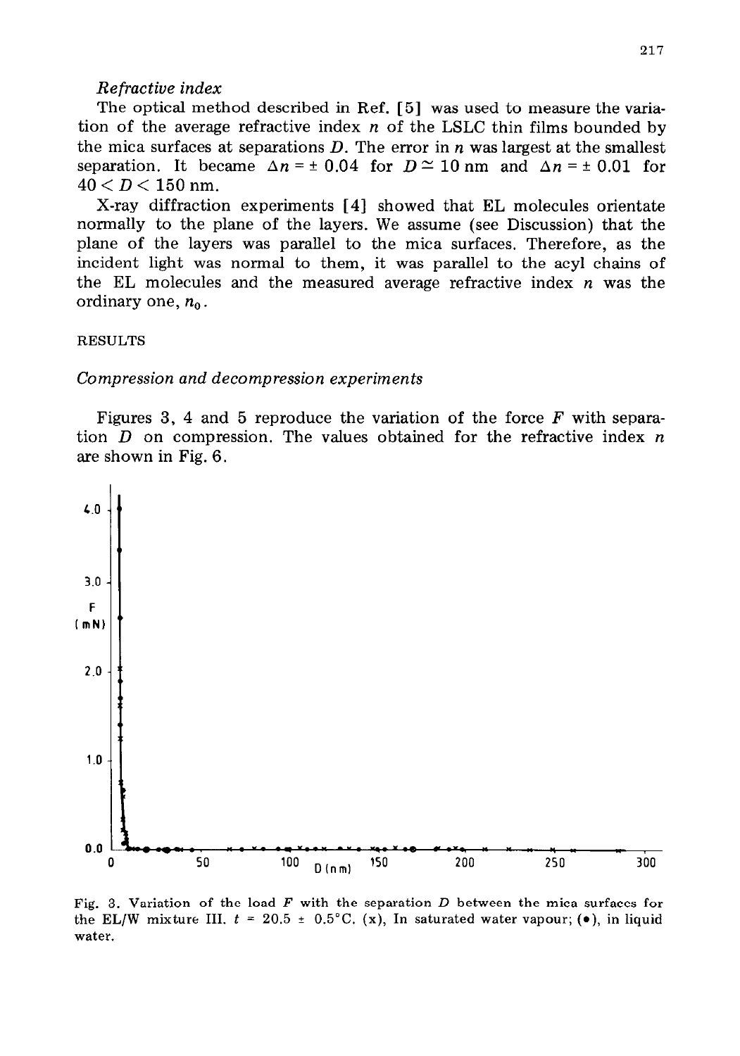*Refractive index*

The optical method described in Ref. [5] was used to measure the variation of the average refractive index $n$ of the LSLC thin films bounded by the mica surfaces at separations $D$. The error in $n$ was largest at the smallest separation. It became $\Delta n = \pm 0.04$ for $D \simeq 10$ nm and $\Delta n = \pm 0.01$ for $40 < D < 150$ nm.

X-ray diffraction experiments [4] showed that EL molecules orientate normally to the plane of the layers. We assume (see Discussion) that the plane of the layers was parallel to the mica surfaces. Therefore, as the incident light was normal to them, it was parallel to the acyl chains of the EL molecules and the measured average refractive index $n$ was the ordinary one, $n_0$.

## RESULTS

### *Compression and decompression experiments*

Figures 3, 4 and 5 reproduce the variation of the force $F$ with separation $D$ on compression. The values obtained for the refractive index $n$ are shown in Fig. 6.

F (mN)

4.0
3.0
2.0
1.0
0.0

0 50 100 150 200 250 300

D (nm)

Fig. 3. Variation of the load $F$ with the separation $D$ between the mica surfaces for the EL/W mixture III. $t = 20.5 \pm 0.5$°C. (x), In saturated water vapour; (•), in liquid water.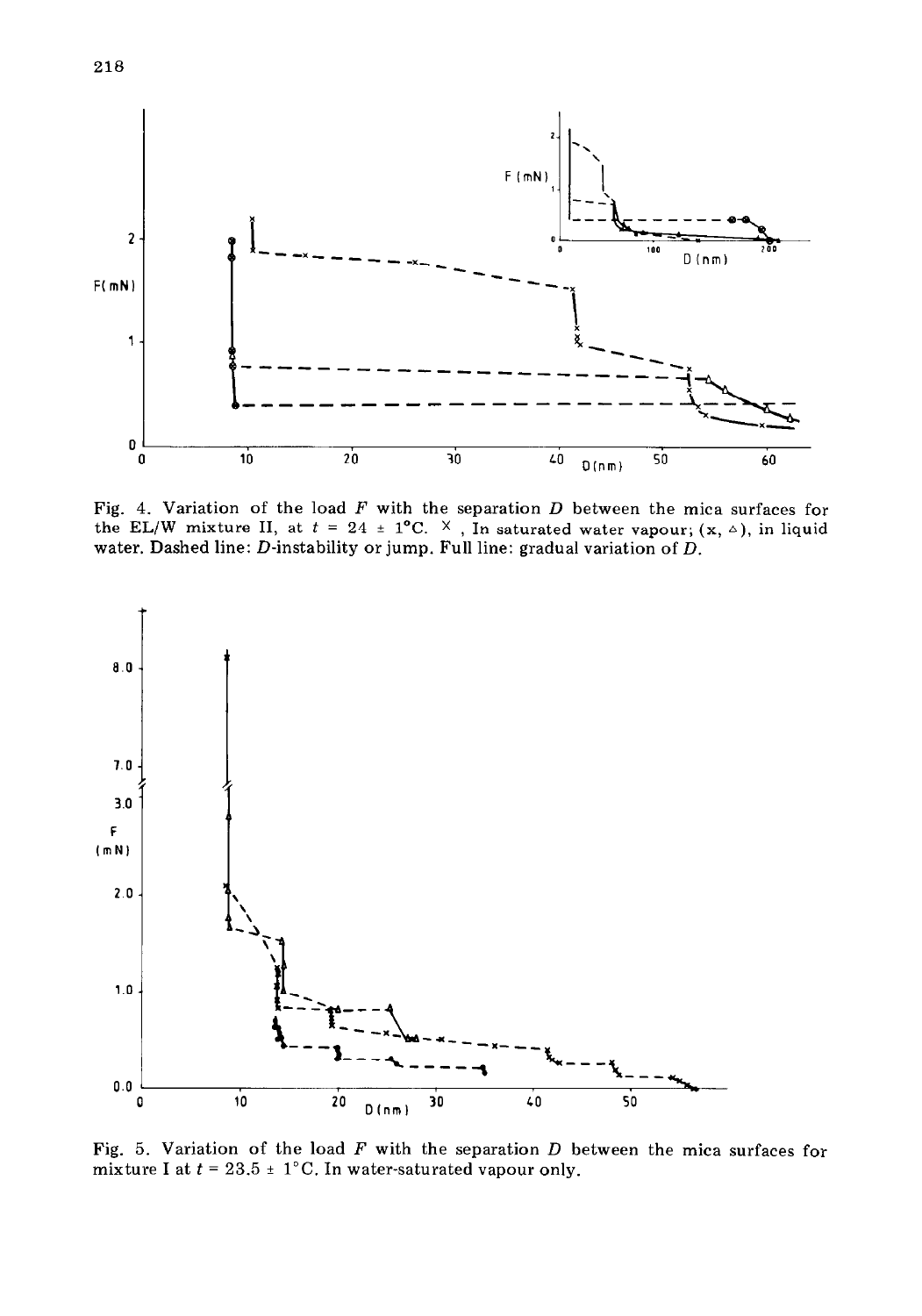2

F(mN)

1

0

0 10 20 30 40 D(nm) 50 60

F (mN)

2

1

0

0 100 200

D (nm)

Fig. 4. Variation of the load $F$ with the separation $D$ between the mica surfaces for the EL/W mixture II, at $t$ = 24 ± 1°C. ×, In saturated water vapour; (x, △), in liquid water. Dashed line: $D$-instability or jump. Full line: gradual variation of $D$.

8.0

7.0

3.0

F

(mN)

2.0

1.0

0.0

0 10 20 D(nm) 30 40 50

Fig. 5. Variation of the load $F$ with the separation $D$ between the mica surfaces for mixture I at $t$ = 23.5 ± 1°C. In water-saturated vapour only.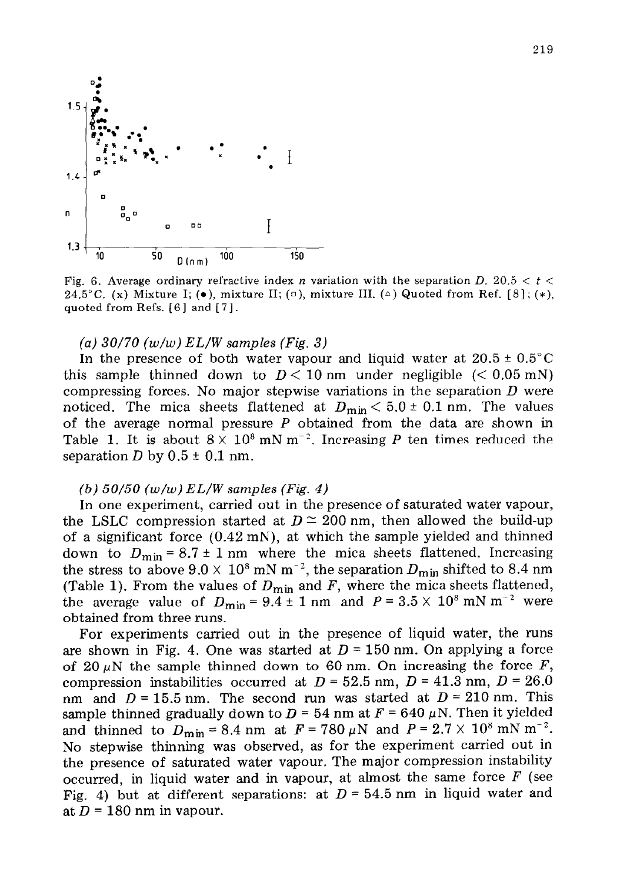1.5

1.4

n

1.3

10 50 D (nm) 100 150

Fig. 6. Average ordinary refractive index $n$ variation with the separation $D$. $20.5 < t < 24.5°C$. (x) Mixture I; (•), mixture II; (□), mixture III. (△) Quoted from Ref. [8]; (*), quoted from Refs. [6] and [7].

*(a) 30/70 (w/w) EL/W samples (Fig. 3)*

In the presence of both water vapour and liquid water at $20.5 \pm 0.5°C$ this sample thinned down to $D < 10$ nm under negligible ($< 0.05$ mN) compressing forces. No major stepwise variations in the separation $D$ were noticed. The mica sheets flattened at $D_{min} < 5.0 \pm 0.1$ nm. The values of the average normal pressure $P$ obtained from the data are shown in Table 1. It is about $8 \times 10^8$ mN m$^{-2}$. Increasing $P$ ten times reduced the separation $D$ by $0.5 \pm 0.1$ nm.

*(b) 50/50 (w/w) EL/W samples (Fig. 4)*

In one experiment, carried out in the presence of saturated water vapour, the LSLC compression started at $D \simeq 200$ nm, then allowed the build-up of a significant force (0.42 mN), at which the sample yielded and thinned down to $D_{min} = 8.7 \pm 1$ nm where the mica sheets flattened. Increasing the stress to above $9.0 \times 10^8$ mN m$^{-2}$, the separation $D_{min}$ shifted to 8.4 nm (Table 1). From the values of $D_{min}$ and $F$, where the mica sheets flattened, the average value of $D_{min} = 9.4 \pm 1$ nm and $P = 3.5 \times 10^8$ mN m$^{-2}$ were obtained from three runs.

For experiments carried out in the presence of liquid water, the runs are shown in Fig. 4. One was started at $D = 150$ nm. On applying a force of 20 $\mu$N the sample thinned down to 60 nm. On increasing the force $F$, compression instabilities occurred at $D = 52.5$ nm, $D = 41.3$ nm, $D = 26.0$ nm and $D = 15.5$ nm. The second run was started at $D = 210$ nm. This sample thinned gradually down to $D = 54$ nm at $F = 640$ $\mu$N. Then it yielded and thinned to $D_{min} = 8.4$ nm at $F = 780$ $\mu$N and $P = 2.7 \times 10^8$ mN m$^{-2}$. No stepwise thinning was observed, as for the experiment carried out in the presence of saturated water vapour. The major compression instability occurred, in liquid water and in vapour, at almost the same force $F$ (see Fig. 4) but at different separations: at $D = 54.5$ nm in liquid water and at $D = 180$ nm in vapour.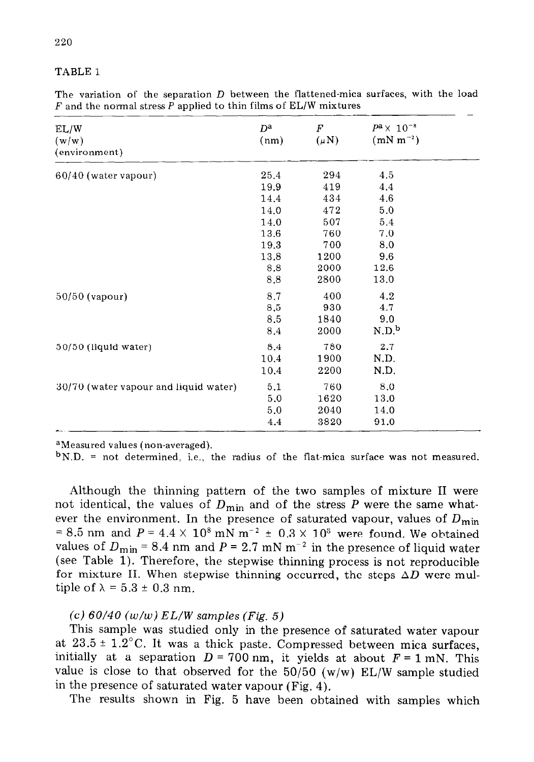TABLE 1

The variation of the separation $D$ between the flattened-mica surfaces, with the load $F$ and the normal stress $P$ applied to thin films of EL/W mixtures

| EL/W (w/w) (environment) | $D^a$ (nm) | $F$ ($\mu$N) | $P^a \times 10^{-8}$ (mN m$^{-2}$) |
|---|---|---|---|
| 60/40 (water vapour) | 25.4 | 294 | 4.5 |
| | 19.9 | 419 | 4.4 |
| | 14.4 | 434 | 4.6 |
| | 14.0 | 472 | 5.0 |
| | 14.0 | 507 | 5.4 |
| | 13.6 | 760 | 7.0 |
| | 19.3 | 700 | 8.0 |
| | 13.8 | 1200 | 9.6 |
| | 8.8 | 2000 | 12.6 |
| | 8.8 | 2800 | 13.0 |
| 50/50 (vapour) | 8.7 | 400 | 4.2 |
| | 8.5 | 930 | 4.7 |
| | 8.5 | 1840 | 9.0 |
| | 8.4 | 2000 | N.D.[b] |
| 50/50 (liquid water) | 8.4 | 780 | 2.7 |
| | 10.4 | 1900 | N.D. |
| | 10.4 | 2200 | N.D. |
| 30/70 (water vapour and liquid water) | 5.1 | 760 | 8.0 |
| | 5.0 | 1620 | 13.0 |
| | 5.0 | 2040 | 14.0 |
| | 4.4 | 3820 | 91.0 |

[a]Measured values (non-averaged).
[b]N.D. = not determined, i.e., the radius of the flat-mica surface was not measured.

Although the thinning pattern of the two samples of mixture II were not identical, the values of $D_{min}$ and of the stress $P$ were the same whatever the environment. In the presence of saturated vapour, values of $D_{min}$ = 8.5 nm and $P = 4.4 \times 10^8$ mN m$^{-2}$ $\pm$ $0.3 \times 10^8$ were found. We obtained values of $D_{min}$ = 8.4 nm and $P$ = 2.7 mN m$^{-2}$ in the presence of liquid water (see Table 1). Therefore, the stepwise thinning process is not reproducible for mixture II. When stepwise thinning occurred, the steps $\Delta D$ were multiple of $\lambda = 5.3 \pm 0.3$ nm.

### *(c) 60/40 (w/w) EL/W samples (Fig. 5)*

This sample was studied only in the presence of saturated water vapour at $23.5 \pm 1.2$°C. It was a thick paste. Compressed between mica surfaces, initially at a separation $D$ = 700 nm, it yields at about $F$ = 1 mN. This value is close to that observed for the 50/50 (w/w) EL/W sample studied in the presence of saturated water vapour (Fig. 4).

The results shown in Fig. 5 have been obtained with samples which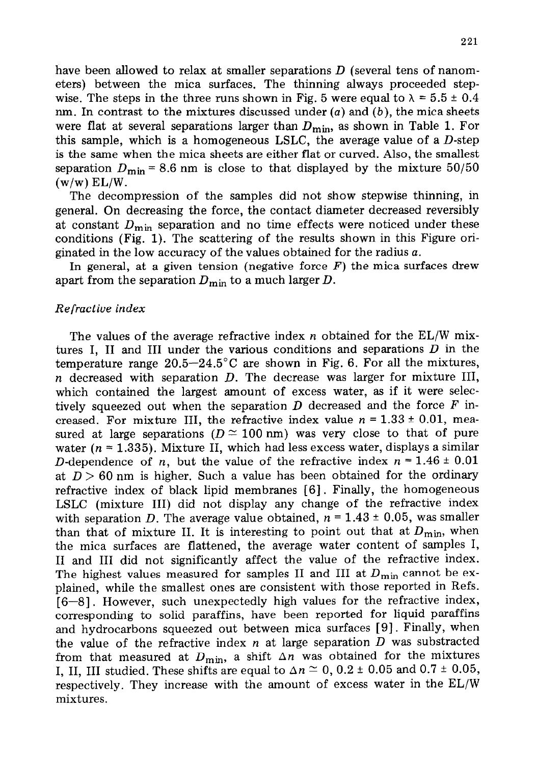have been allowed to relax at smaller separations $D$ (several tens of nanometers) between the mica surfaces. The thinning always proceeded stepwise. The steps in the three runs shown in Fig. 5 were equal to $\lambda = 5.5 \pm 0.4$ nm. In contrast to the mixtures discussed under (*a*) and (*b*), the mica sheets were flat at several separations larger than $D_{min}$, as shown in Table 1. For this sample, which is a homogeneous LSLC, the average value of a $D$-step is the same when the mica sheets are either flat or curved. Also, the smallest separation $D_{min} = 8.6$ nm is close to that displayed by the mixture 50/50 (w/w) EL/W.

The decompression of the samples did not show stepwise thinning, in general. On decreasing the force, the contact diameter decreased reversibly at constant $D_{min}$ separation and no time effects were noticed under these conditions (Fig. 1). The scattering of the results shown in this Figure originated in the low accuracy of the values obtained for the radius $a$.

In general, at a given tension (negative force $F$) the mica surfaces drew apart from the separation $D_{min}$ to a much larger $D$.

### *Refractive index*

The values of the average refractive index $n$ obtained for the EL/W mixtures I, II and III under the various conditions and separations $D$ in the temperature range 20.5–24.5°C are shown in Fig. 6. For all the mixtures, $n$ decreased with separation $D$. The decrease was larger for mixture III, which contained the largest amount of excess water, as if it were selectively squeezed out when the separation $D$ decreased and the force $F$ increased. For mixture III, the refractive index value $n = 1.33 \pm 0.01$, measured at large separations ($D \simeq 100$ nm) was very close to that of pure water ($n = 1.335$). Mixture II, which had less excess water, displays a similar $D$-dependence of $n$, but the value of the refractive index $n = 1.46 \pm 0.01$ at $D > 60$ nm is higher. Such a value has been obtained for the ordinary refractive index of black lipid membranes [6]. Finally, the homogeneous LSLC (mixture III) did not display any change of the refractive index with separation $D$. The average value obtained, $n = 1.43 \pm 0.05$, was smaller than that of mixture II. It is interesting to point out that at $D_{min}$, when the mica surfaces are flattened, the average water content of samples I, II and III did not significantly affect the value of the refractive index. The highest values measured for samples II and III at $D_{min}$ cannot be explained, while the smallest ones are consistent with those reported in Refs. [6–8]. However, such unexpectedly high values for the refractive index, corresponding to solid paraffins, have been reported for liquid paraffins and hydrocarbons squeezed out between mica surfaces [9]. Finally, when the value of the refractive index $n$ at large separation $D$ was substracted from that measured at $D_{min}$, a shift $\Delta n$ was obtained for the mixtures I, II, III studied. These shifts are equal to $\Delta n \simeq 0$, $0.2 \pm 0.05$ and $0.7 \pm 0.05$, respectively. They increase with the amount of excess water in the EL/W mixtures.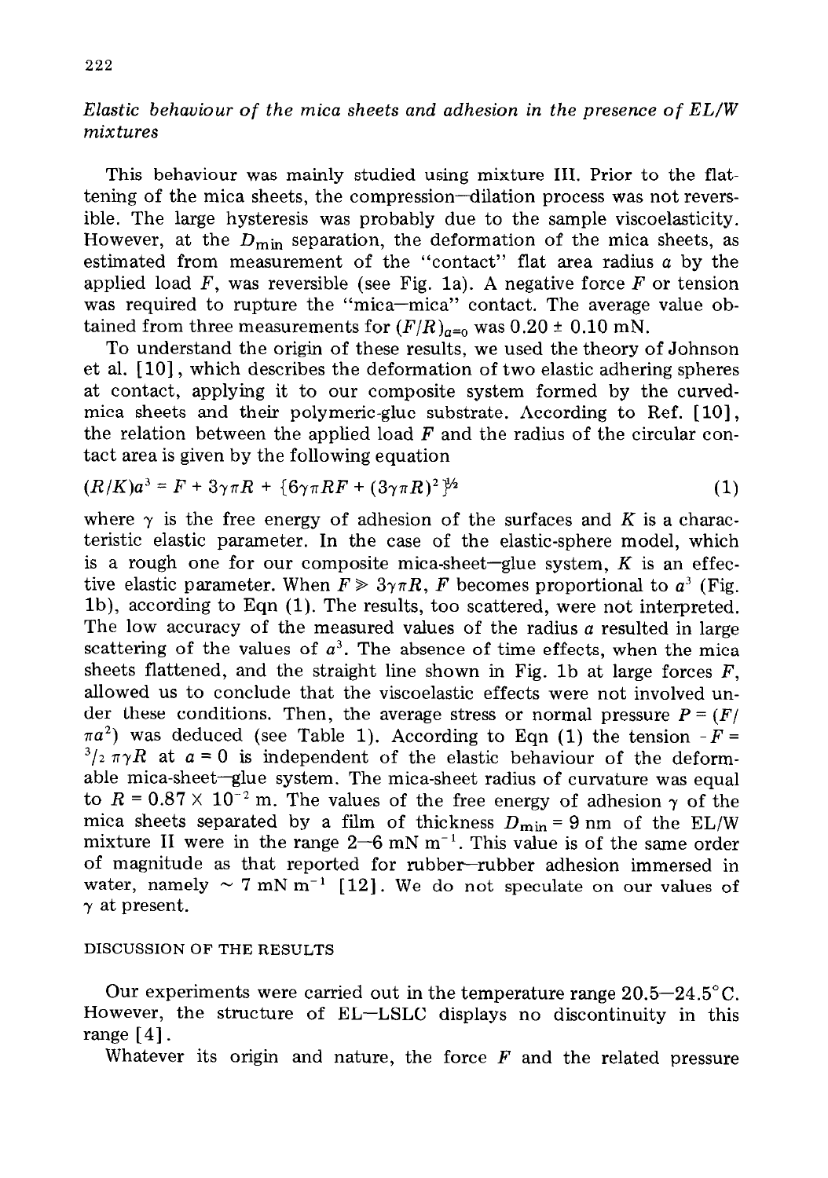### *Elastic behaviour of the mica sheets and adhesion in the presence of EL/W mixtures*

This behaviour was mainly studied using mixture III. Prior to the flattening of the mica sheets, the compression—dilation process was not reversible. The large hysteresis was probably due to the sample viscoelasticity. However, at the $D_{min}$ separation, the deformation of the mica sheets, as estimated from measurement of the "contact" flat area radius $a$ by the applied load $F$, was reversible (see Fig. 1a). A negative force $F$ or tension was required to rupture the "mica—mica" contact. The average value obtained from three measurements for $(F/R)_{a=0}$ was 0.20 ± 0.10 mN.

To understand the origin of these results, we used the theory of Johnson et al. [10], which describes the deformation of two elastic adhering spheres at contact, applying it to our composite system formed by the curved-mica sheets and their polymeric-glue substrate. According to Ref. [10], the relation between the applied load $F$ and the radius of the circular contact area is given by the following equation

$$(R/K)a^3 = F + 3\gamma\pi R + \{6\gamma\pi RF + (3\gamma\pi R)^2\}^{1/2} \tag{1}$$

where $\gamma$ is the free energy of adhesion of the surfaces and $K$ is a characteristic elastic parameter. In the case of the elastic-sphere model, which is a rough one for our composite mica-sheet—glue system, $K$ is an effective elastic parameter. When $F \gg 3\gamma\pi R$, $F$ becomes proportional to $a^3$ (Fig. 1b), according to Eqn (1). The results, too scattered, were not interpreted. The low accuracy of the measured values of the radius $a$ resulted in large scattering of the values of $a^3$. The absence of time effects, when the mica sheets flattened, and the straight line shown in Fig. 1b at large forces $F$, allowed us to conclude that the viscoelastic effects were not involved under these conditions. Then, the average stress or normal pressure $P = (F/\pi a^2)$ was deduced (see Table 1). According to Eqn (1) the tension $-F = {}^3/_2\, \pi\gamma R$ at $a = 0$ is independent of the elastic behaviour of the deformable mica-sheet—glue system. The mica-sheet radius of curvature was equal to $R = 0.87 \times 10^{-2}$ m. The values of the free energy of adhesion $\gamma$ of the mica sheets separated by a film of thickness $D_{min} = 9$ nm of the EL/W mixture II were in the range 2—6 mN m$^{-1}$. This value is of the same order of magnitude as that reported for rubber—rubber adhesion immersed in water, namely ~ 7 mN m$^{-1}$ [12]. We do not speculate on our values of $\gamma$ at present.

## DISCUSSION OF THE RESULTS

Our experiments were carried out in the temperature range 20.5—24.5°C. However, the structure of EL—LSLC displays no discontinuity in this range [4].

Whatever its origin and nature, the force $F$ and the related pressure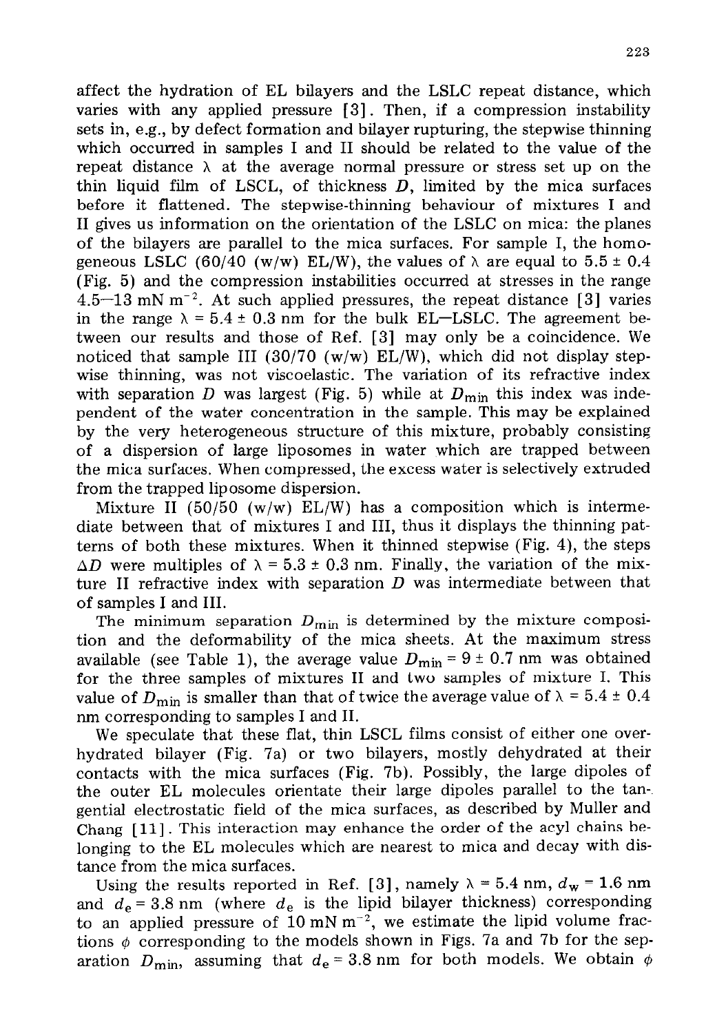affect the hydration of EL bilayers and the LSLC repeat distance, which varies with any applied pressure [3]. Then, if a compression instability sets in, e.g., by defect formation and bilayer rupturing, the stepwise thinning which occurred in samples I and II should be related to the value of the repeat distance $\lambda$ at the average normal pressure or stress set up on the thin liquid film of LSCL, of thickness $D$, limited by the mica surfaces before it flattened. The stepwise-thinning behaviour of mixtures I and II gives us information on the orientation of the LSLC on mica: the planes of the bilayers are parallel to the mica surfaces. For sample I, the homogeneous LSLC (60/40 (w/w) EL/W), the values of $\lambda$ are equal to $5.5 \pm 0.4$ (Fig. 5) and the compression instabilities occurred at stresses in the range 4.5–13 mN $m^{-2}$. At such applied pressures, the repeat distance [3] varies in the range $\lambda = 5.4 \pm 0.3$ nm for the bulk EL–LSLC. The agreement between our results and those of Ref. [3] may only be a coincidence. We noticed that sample III (30/70 (w/w) EL/W), which did not display stepwise thinning, was not viscoelastic. The variation of its refractive index with separation $D$ was largest (Fig. 5) while at $D_{min}$ this index was independent of the water concentration in the sample. This may be explained by the very heterogeneous structure of this mixture, probably consisting of a dispersion of large liposomes in water which are trapped between the mica surfaces. When compressed, the excess water is selectively extruded from the trapped liposome dispersion.

Mixture II (50/50 (w/w) EL/W) has a composition which is intermediate between that of mixtures I and III, thus it displays the thinning patterns of both these mixtures. When it thinned stepwise (Fig. 4), the steps $\Delta D$ were multiples of $\lambda = 5.3 \pm 0.3$ nm. Finally, the variation of the mixture II refractive index with separation $D$ was intermediate between that of samples I and III.

The minimum separation $D_{min}$ is determined by the mixture composition and the deformability of the mica sheets. At the maximum stress available (see Table 1), the average value $D_{min} = 9 \pm 0.7$ nm was obtained for the three samples of mixtures II and two samples of mixture I. This value of $D_{min}$ is smaller than that of twice the average value of $\lambda = 5.4 \pm 0.4$ nm corresponding to samples I and II.

We speculate that these flat, thin LSCL films consist of either one overhydrated bilayer (Fig. 7a) or two bilayers, mostly dehydrated at their contacts with the mica surfaces (Fig. 7b). Possibly, the large dipoles of the outer EL molecules orientate their large dipoles parallel to the tangential electrostatic field of the mica surfaces, as described by Muller and Chang [11]. This interaction may enhance the order of the acyl chains belonging to the EL molecules which are nearest to mica and decay with distance from the mica surfaces.

Using the results reported in Ref. [3], namely $\lambda = 5.4$ nm, $d_w = 1.6$ nm and $d_e = 3.8$ nm (where $d_e$ is the lipid bilayer thickness) corresponding to an applied pressure of 10 mN $m^{-2}$, we estimate the lipid volume fractions $\phi$ corresponding to the models shown in Figs. 7a and 7b for the separation $D_{min}$, assuming that $d_e = 3.8$ nm for both models. We obtain $\phi$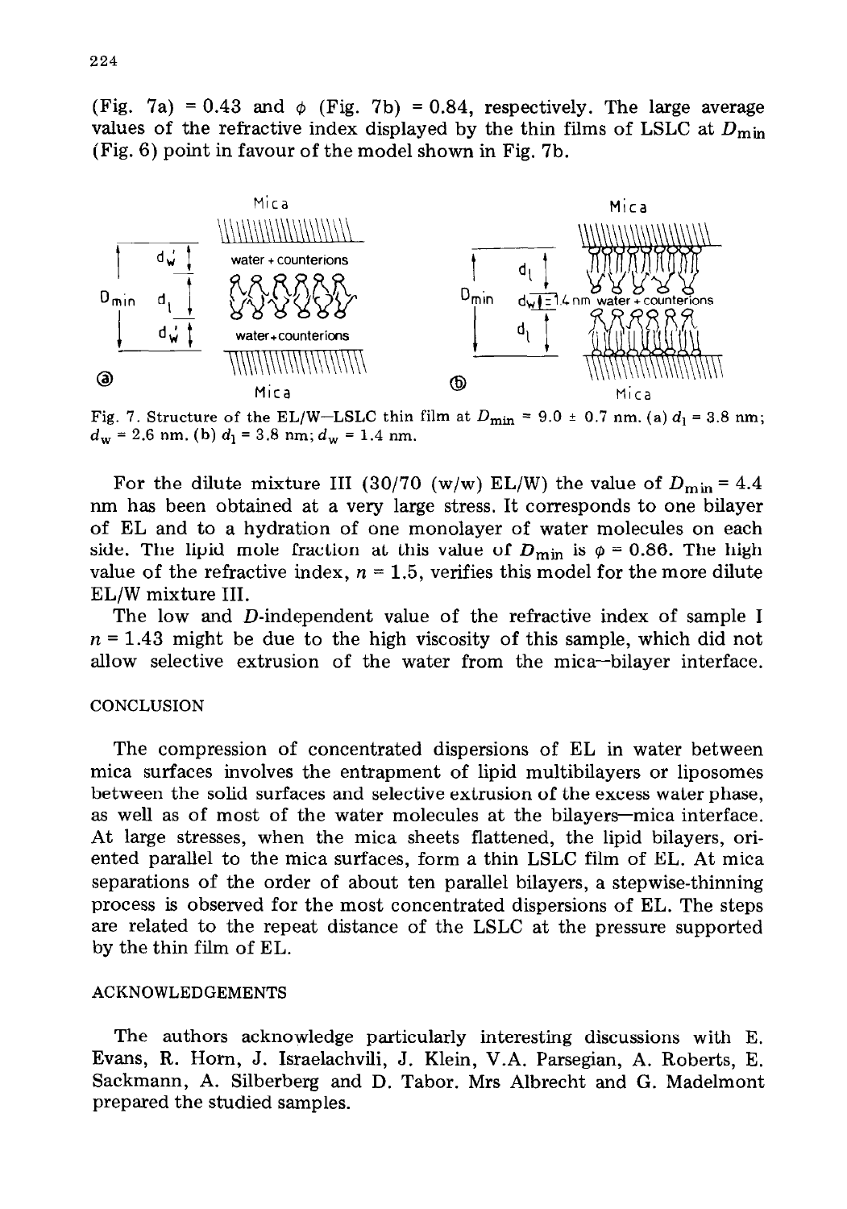(Fig. 7a) = 0.43 and $\phi$ (Fig. 7b) = 0.84, respectively. The large average values of the refractive index displayed by the thin films of LSLC at $D_{min}$ (Fig. 6) point in favour of the model shown in Fig. 7b.

Mica

$d_w'$

water + counterions

$D_{min}$ $d_l$

$d_w'$

water+counterions

Mica

ⓐ

Mica

$d_l$

$D_{min}$ $d_w$ =1.4 nm water + counterions

$d_l$

Mica

ⓑ

Fig. 7. Structure of the EL/W—LSLC thin film at $D_{min}$ = 9.0 ± 0.7 nm. (a) $d_l$ = 3.8 nm; $d_w$ = 2.6 nm. (b) $d_l$ = 3.8 nm; $d_w$ = 1.4 nm.

For the dilute mixture III (30/70 (w/w) EL/W) the value of $D_{min}$ = 4.4 nm has been obtained at a very large stress. It corresponds to one bilayer of EL and to a hydration of one monolayer of water molecules on each side. The lipid mole fraction at this value of $D_{min}$ is $\phi$ = 0.86. The high value of the refractive index, $n$ = 1.5, verifies this model for the more dilute EL/W mixture III.

The low and $D$-independent value of the refractive index of sample I $n$ = 1.43 might be due to the high viscosity of this sample, which did not allow selective extrusion of the water from the mica—bilayer interface.

## CONCLUSION

The compression of concentrated dispersions of EL in water between mica surfaces involves the entrapment of lipid multibilayers or liposomes between the solid surfaces and selective extrusion of the excess water phase, as well as of most of the water molecules at the bilayers—mica interface. At large stresses, when the mica sheets flattened, the lipid bilayers, oriented parallel to the mica surfaces, form a thin LSLC film of EL. At mica separations of the order of about ten parallel bilayers, a stepwise-thinning process is observed for the most concentrated dispersions of EL. The steps are related to the repeat distance of the LSLC at the pressure supported by the thin film of EL.

## ACKNOWLEDGEMENTS

The authors acknowledge particularly interesting discussions with E. Evans, R. Horn, J. Israelachvili, J. Klein, V.A. Parsegian, A. Roberts, E. Sackmann, A. Silberberg and D. Tabor. Mrs Albrecht and G. Madelmont prepared the studied samples.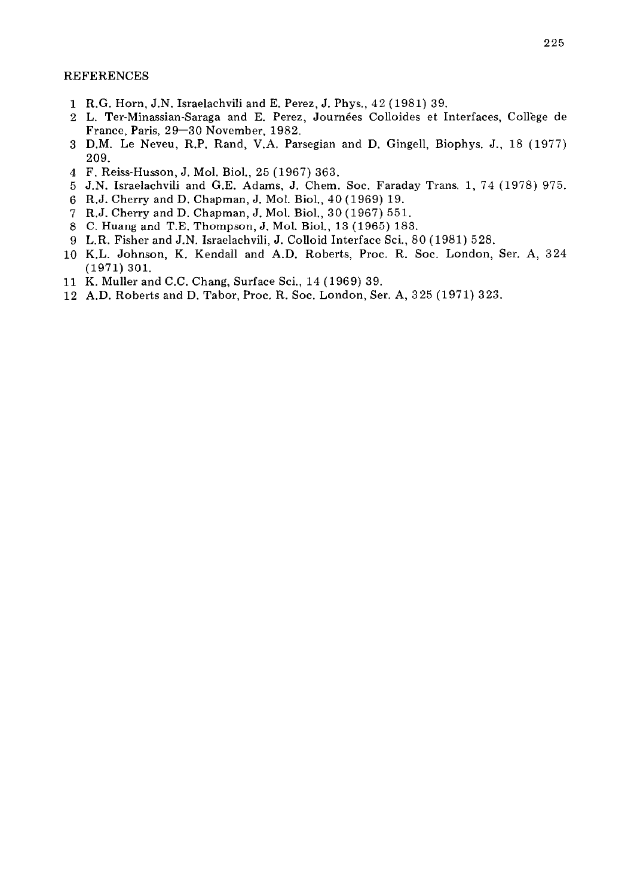## REFERENCES

1. R.G. Horn, J.N. Israelachvili and E. Perez, J. Phys., 42 (1981) 39.
2. L. Ter-Minassian-Saraga and E. Perez, Journées Colloides et Interfaces, Collège de France, Paris, 29—30 November, 1982.
3. D.M. Le Neveu, R.P. Rand, V.A. Parsegian and D. Gingell, Biophys. J., 18 (1977) 209.
4. F. Reiss-Husson, J. Mol. Biol., 25 (1967) 363.
5. J.N. Israelachvili and G.E. Adams, J. Chem. Soc. Faraday Trans. 1, 74 (1978) 975.
6. R.J. Cherry and D. Chapman, J. Mol. Biol., 40 (1969) 19.
7. R.J. Cherry and D. Chapman, J. Mol. Biol., 30 (1967) 551.
8. C. Huang and T.E. Thompson, J. Mol. Biol., 13 (1965) 183.
9. L.R. Fisher and J.N. Israelachvili, J. Colloid Interface Sci., 80 (1981) 528.
10. K.L. Johnson, K. Kendall and A.D. Roberts, Proc. R. Soc. London, Ser. A, 324 (1971) 301.
11. K. Muller and C.C. Chang, Surface Sci., 14 (1969) 39.
12. A.D. Roberts and D. Tabor, Proc. R. Soc. London, Ser. A, 325 (1971) 323.